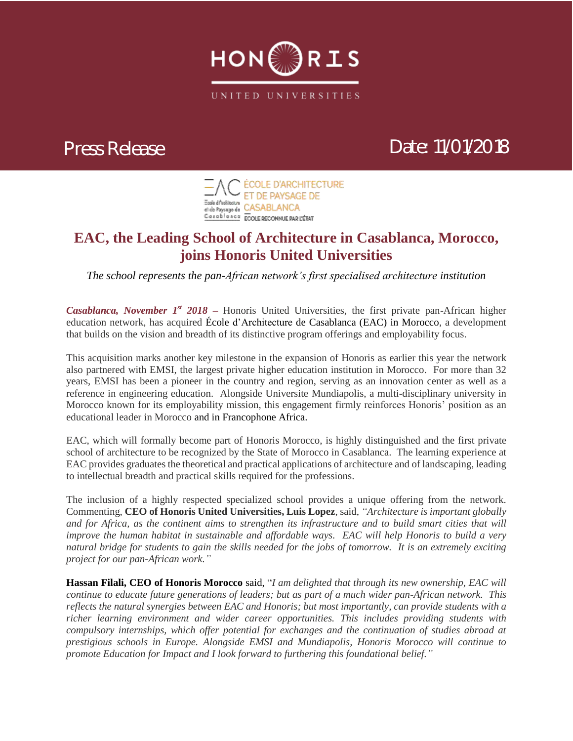HONORIS

UNITED UNIVERSITIES

Press Release

Date: 11/01/2018

ÉCOLE D'ARCHITECTURE ET DE PAYSAGE DE CASABLANCA
ÉCOLE RECONNUE PAR L'ÉTAT

# EAC, the Leading School of Architecture in Casablanca, Morocco, joins Honoris United Universities

*The school represents the pan-African network's first specialised architecture institution*

***Casablanca, November 1st 2018*** – Honoris United Universities, the first private pan-African higher education network, has acquired École d'Architecture de Casablanca (EAC) in Morocco, a development that builds on the vision and breadth of its distinctive program offerings and employability focus.

This acquisition marks another key milestone in the expansion of Honoris as earlier this year the network also partnered with EMSI, the largest private higher education institution in Morocco. For more than 32 years, EMSI has been a pioneer in the country and region, serving as an innovation center as well as a reference in engineering education. Alongside Universite Mundiapolis, a multi-disciplinary university in Morocco known for its employability mission, this engagement firmly reinforces Honoris' position as an educational leader in Morocco and in Francophone Africa.

EAC, which will formally become part of Honoris Morocco, is highly distinguished and the first private school of architecture to be recognized by the State of Morocco in Casablanca. The learning experience at EAC provides graduates the theoretical and practical applications of architecture and of landscaping, leading to intellectual breadth and practical skills required for the professions.

The inclusion of a highly respected specialized school provides a unique offering from the network. Commenting, **CEO of Honoris United Universities, Luis Lopez**, said, *"Architecture is important globally and for Africa, as the continent aims to strengthen its infrastructure and to build smart cities that will improve the human habitat in sustainable and affordable ways. EAC will help Honoris to build a very natural bridge for students to gain the skills needed for the jobs of tomorrow. It is an extremely exciting project for our pan-African work."*

**Hassan Filali, CEO of Honoris Morocco** said, "*I am delighted that through its new ownership, EAC will continue to educate future generations of leaders; but as part of a much wider pan-African network. This reflects the natural synergies between EAC and Honoris; but most importantly, can provide students with a richer learning environment and wider career opportunities. This includes providing students with compulsory internships, which offer potential for exchanges and the continuation of studies abroad at prestigious schools in Europe. Alongside EMSI and Mundiapolis, Honoris Morocco will continue to promote Education for Impact and I look forward to furthering this foundational belief."*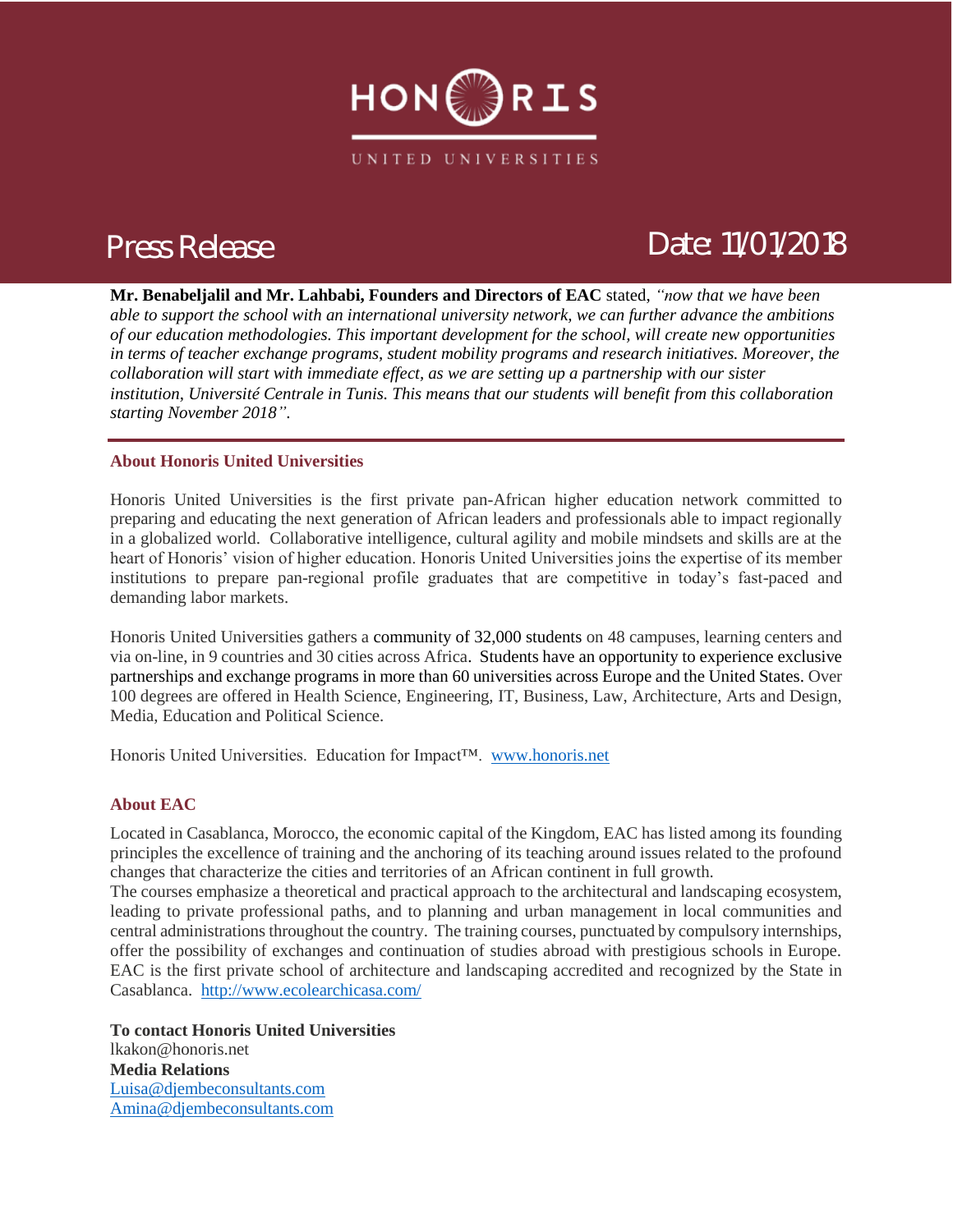Mr. Benabeljalil and Mr. Lahbabi, Founders and Directors of EAC stated, *"now that we have been able to support the school with an international university network, we can further advance the ambitions of our education methodologies. This important development for the school, will create new opportunities in terms of teacher exchange programs, student mobility programs and research initiatives. Moreover, the collaboration will start with immediate effect, as we are setting up a partnership with our sister institution, Université Centrale in Tunis. This means that our students will benefit from this collaboration starting November 2018".*

---

### About Honoris United Universities

Honoris United Universities is the first private pan-African higher education network committed to preparing and educating the next generation of African leaders and professionals able to impact regionally in a globalized world. Collaborative intelligence, cultural agility and mobile mindsets and skills are at the heart of Honoris' vision of higher education. Honoris United Universities joins the expertise of its member institutions to prepare pan-regional profile graduates that are competitive in today's fast-paced and demanding labor markets.

Honoris United Universities gathers a community of 32,000 students on 48 campuses, learning centers and via on-line, in 9 countries and 30 cities across Africa. Students have an opportunity to experience exclusive partnerships and exchange programs in more than 60 universities across Europe and the United States. Over 100 degrees are offered in Health Science, Engineering, IT, Business, Law, Architecture, Arts and Design, Media, Education and Political Science.

Honoris United Universities. Education for Impact™. www.honoris.net

### About EAC

Located in Casablanca, Morocco, the economic capital of the Kingdom, EAC has listed among its founding principles the excellence of training and the anchoring of its teaching around issues related to the profound changes that characterize the cities and territories of an African continent in full growth.
The courses emphasize a theoretical and practical approach to the architectural and landscaping ecosystem, leading to private professional paths, and to planning and urban management in local communities and central administrations throughout the country. The training courses, punctuated by compulsory internships, offer the possibility of exchanges and continuation of studies abroad with prestigious schools in Europe. EAC is the first private school of architecture and landscaping accredited and recognized by the State in Casablanca. http://www.ecolearchicasa.com/

**To contact Honoris United Universities**
lkakon@honoris.net
**Media Relations**
Luisa@djembeconsultants.com
Amina@djembeconsultants.com